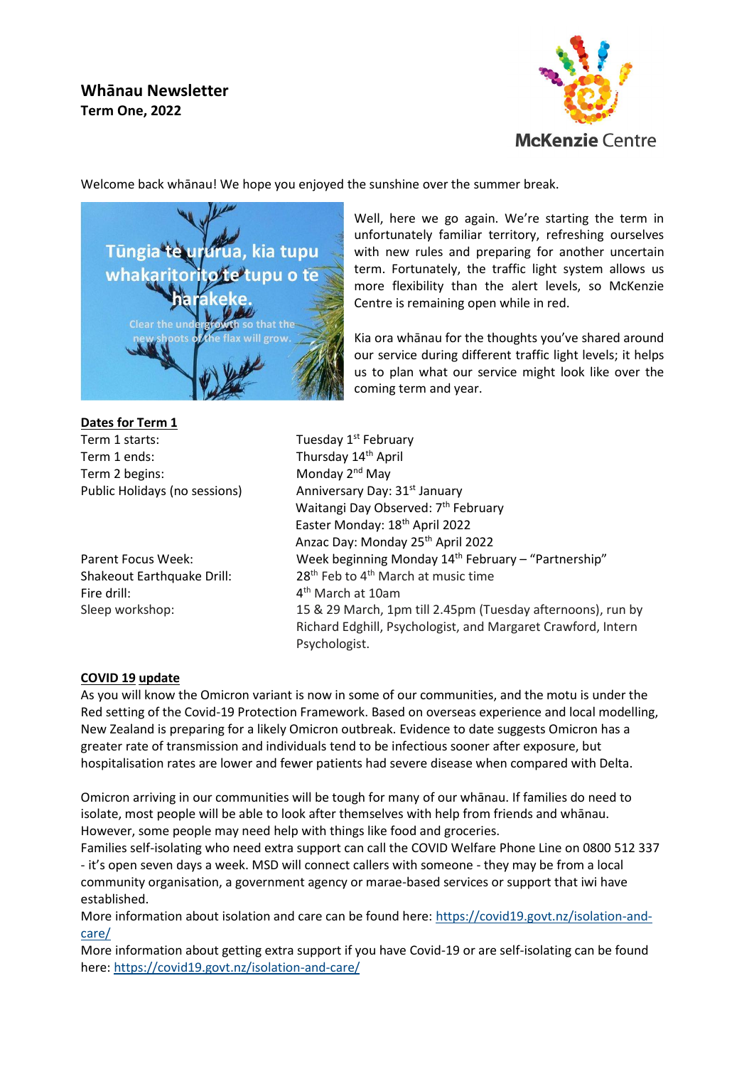# Whānau Newsletter

**Term One, 2022**

McKenzie Centre

Welcome back whānau! We hope you enjoyed the sunshine over the summer break.

Tūngia te ururua, kia tupu whakaritorito te tupu o te harakeke.

Clear the undergrowth so that the new shoots of the flax will grow.

Well, here we go again. We're starting the term in unfortunately familiar territory, refreshing ourselves with new rules and preparing for another uncertain term. Fortunately, the traffic light system allows us more flexibility than the alert levels, so McKenzie Centre is remaining open while in red.

Kia ora whānau for the thoughts you've shared around our service during different traffic light levels; it helps us to plan what our service might look like over the coming term and year.

## Dates for Term 1

| | |
|---|---|
| Term 1 starts: | Tuesday 1st February |
| Term 1 ends: | Thursday 14th April |
| Term 2 begins: | Monday 2nd May |
| Public Holidays (no sessions) | Anniversary Day: 31st January<br>Waitangi Day Observed: 7th February<br>Easter Monday: 18th April 2022<br>Anzac Day: Monday 25th April 2022 |
| Parent Focus Week: | Week beginning Monday 14th February – "Partnership" |
| Shakeout Earthquake Drill: | 28th Feb to 4th March at music time |
| Fire drill: | 4th March at 10am |
| Sleep workshop: | 15 & 29 March, 1pm till 2.45pm (Tuesday afternoons), run by Richard Edghill, Psychologist, and Margaret Crawford, Intern Psychologist. |

## COVID 19 update

As you will know the Omicron variant is now in some of our communities, and the motu is under the Red setting of the Covid-19 Protection Framework. Based on overseas experience and local modelling, New Zealand is preparing for a likely Omicron outbreak. Evidence to date suggests Omicron has a greater rate of transmission and individuals tend to be infectious sooner after exposure, but hospitalisation rates are lower and fewer patients had severe disease when compared with Delta.

Omicron arriving in our communities will be tough for many of our whānau. If families do need to isolate, most people will be able to look after themselves with help from friends and whānau. However, some people may need help with things like food and groceries.

Families self-isolating who need extra support can call the COVID Welfare Phone Line on 0800 512 337 - it's open seven days a week. MSD will connect callers with someone - they may be from a local community organisation, a government agency or marae-based services or support that iwi have established.

More information about isolation and care can be found here: https://covid19.govt.nz/isolation-and-care/

More information about getting extra support if you have Covid-19 or are self-isolating can be found here: https://covid19.govt.nz/isolation-and-care/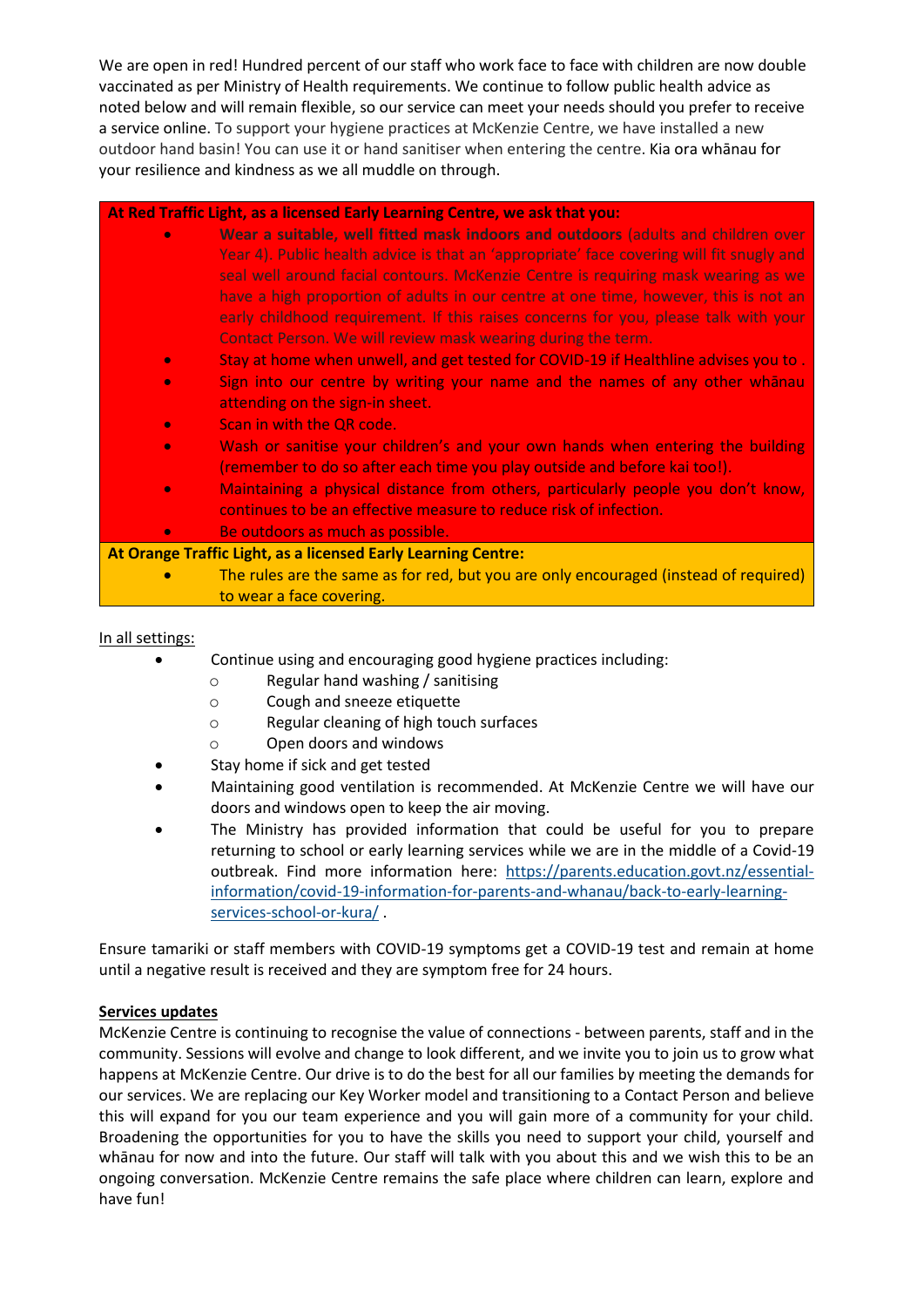We are open in red! Hundred percent of our staff who work face to face with children are now double vaccinated as per Ministry of Health requirements. We continue to follow public health advice as noted below and will remain flexible, so our service can meet your needs should you prefer to receive a service online. To support your hygiene practices at McKenzie Centre, we have installed a new outdoor hand basin! You can use it or hand sanitiser when entering the centre. Kia ora whānau for your resilience and kindness as we all muddle on through.

**At Red Traffic Light, as a licensed Early Learning Centre, we ask that you:**

- **Wear a suitable, well fitted mask indoors and outdoors** (adults and children over Year 4). Public health advice is that an 'appropriate' face covering will fit snugly and seal well around facial contours. McKenzie Centre is requiring mask wearing as we have a high proportion of adults in our centre at one time, however, this is not an early childhood requirement. If this raises concerns for you, please talk with your Contact Person. We will review mask wearing during the term.
- Stay at home when unwell, and get tested for COVID-19 if Healthline advises you to .
- Sign into our centre by writing your name and the names of any other whānau attending on the sign-in sheet.
- Scan in with the QR code.
- Wash or sanitise your children's and your own hands when entering the building (remember to do so after each time you play outside and before kai too!).
- Maintaining a physical distance from others, particularly people you don't know, continues to be an effective measure to reduce risk of infection.
- Be outdoors as much as possible.

**At Orange Traffic Light, as a licensed Early Learning Centre:**

- The rules are the same as for red, but you are only encouraged (instead of required) to wear a face covering.

In all settings:

- Continue using and encouraging good hygiene practices including:
  - Regular hand washing / sanitising
  - Cough and sneeze etiquette
  - Regular cleaning of high touch surfaces
  - Open doors and windows
- Stay home if sick and get tested
- Maintaining good ventilation is recommended. At McKenzie Centre we will have our doors and windows open to keep the air moving.
- The Ministry has provided information that could be useful for you to prepare returning to school or early learning services while we are in the middle of a Covid-19 outbreak. Find more information here: https://parents.education.govt.nz/essential-information/covid-19-information-for-parents-and-whanau/back-to-early-learning-services-school-or-kura/ .

Ensure tamariki or staff members with COVID-19 symptoms get a COVID-19 test and remain at home until a negative result is received and they are symptom free for 24 hours.

**Services updates**

McKenzie Centre is continuing to recognise the value of connections - between parents, staff and in the community. Sessions will evolve and change to look different, and we invite you to join us to grow what happens at McKenzie Centre. Our drive is to do the best for all our families by meeting the demands for our services. We are replacing our Key Worker model and transitioning to a Contact Person and believe this will expand for you our team experience and you will gain more of a community for your child. Broadening the opportunities for you to have the skills you need to support your child, yourself and whānau for now and into the future. Our staff will talk with you about this and we wish this to be an ongoing conversation. McKenzie Centre remains the safe place where children can learn, explore and have fun!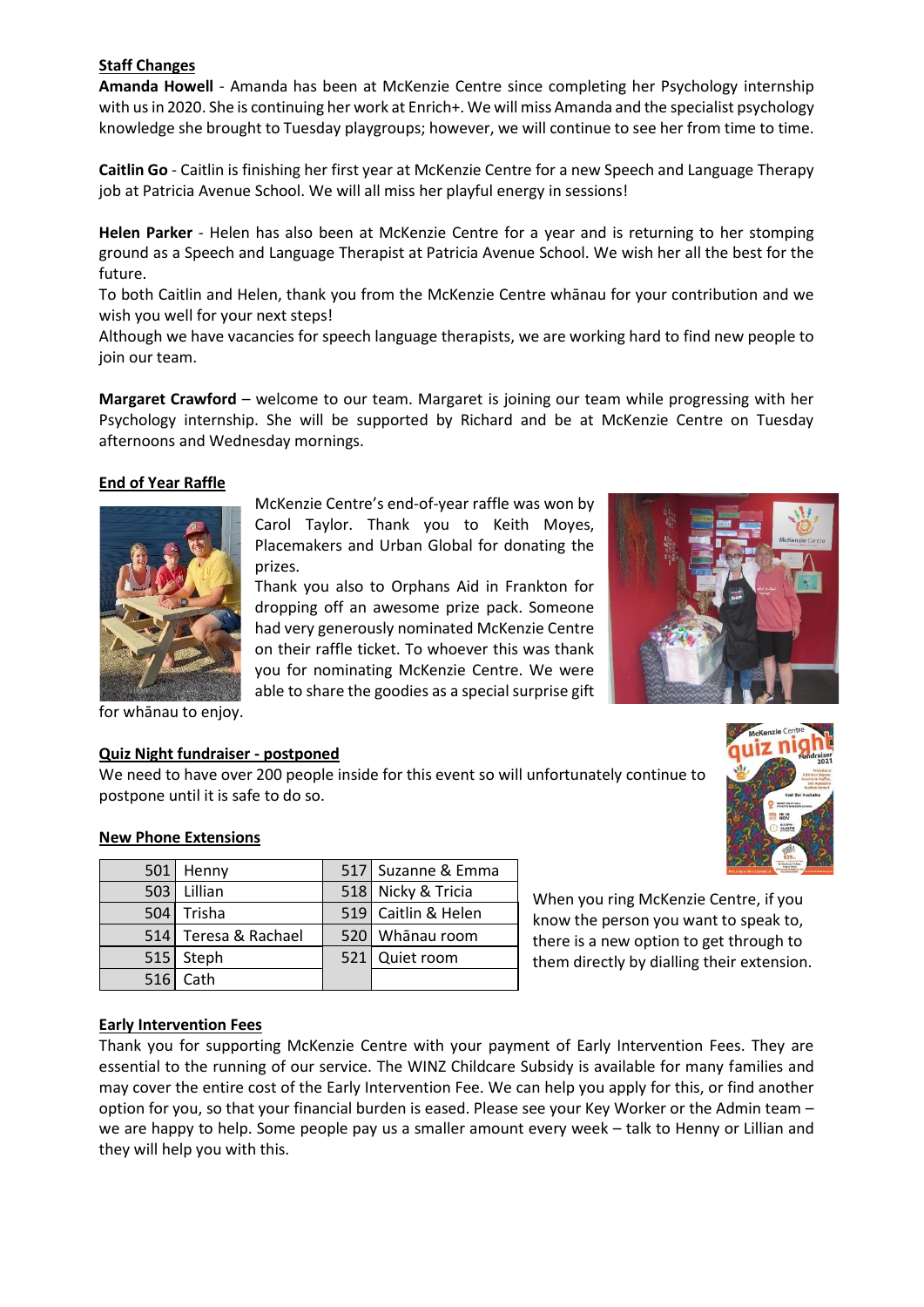## Staff Changes

**Amanda Howell** - Amanda has been at McKenzie Centre since completing her Psychology internship with us in 2020. She is continuing her work at Enrich+. We will miss Amanda and the specialist psychology knowledge she brought to Tuesday playgroups; however, we will continue to see her from time to time.

**Caitlin Go** - Caitlin is finishing her first year at McKenzie Centre for a new Speech and Language Therapy job at Patricia Avenue School. We will all miss her playful energy in sessions!

**Helen Parker** - Helen has also been at McKenzie Centre for a year and is returning to her stomping ground as a Speech and Language Therapist at Patricia Avenue School. We wish her all the best for the future.

To both Caitlin and Helen, thank you from the McKenzie Centre whānau for your contribution and we wish you well for your next steps!

Although we have vacancies for speech language therapists, we are working hard to find new people to join our team.

**Margaret Crawford** – welcome to our team. Margaret is joining our team while progressing with her Psychology internship. She will be supported by Richard and be at McKenzie Centre on Tuesday afternoons and Wednesday mornings.

## End of Year Raffle

McKenzie Centre's end-of-year raffle was won by Carol Taylor. Thank you to Keith Moyes, Placemakers and Urban Global for donating the prizes.

Thank you also to Orphans Aid in Frankton for dropping off an awesome prize pack. Someone had very generously nominated McKenzie Centre on their raffle ticket. To whoever this was thank you for nominating McKenzie Centre. We were able to share the goodies as a special surprise gift for whānau to enjoy.

## Quiz Night fundraiser - postponed

We need to have over 200 people inside for this event so will unfortunately continue to postpone until it is safe to do so.

## New Phone Extensions

| | | | |
|---|---|---|---|
| 501 | Henny | 517 | Suzanne & Emma |
| 503 | Lillian | 518 | Nicky & Tricia |
| 504 | Trisha | 519 | Caitlin & Helen |
| 514 | Teresa & Rachael | 520 | Whānau room |
| 515 | Steph | 521 | Quiet room |
| 516 | Cath | | |

When you ring McKenzie Centre, if you know the person you want to speak to, there is a new option to get through to them directly by dialling their extension.

## Early Intervention Fees

Thank you for supporting McKenzie Centre with your payment of Early Intervention Fees. They are essential to the running of our service. The WINZ Childcare Subsidy is available for many families and may cover the entire cost of the Early Intervention Fee. We can help you apply for this, or find another option for you, so that your financial burden is eased. Please see your Key Worker or the Admin team – we are happy to help. Some people pay us a smaller amount every week – talk to Henny or Lillian and they will help you with this.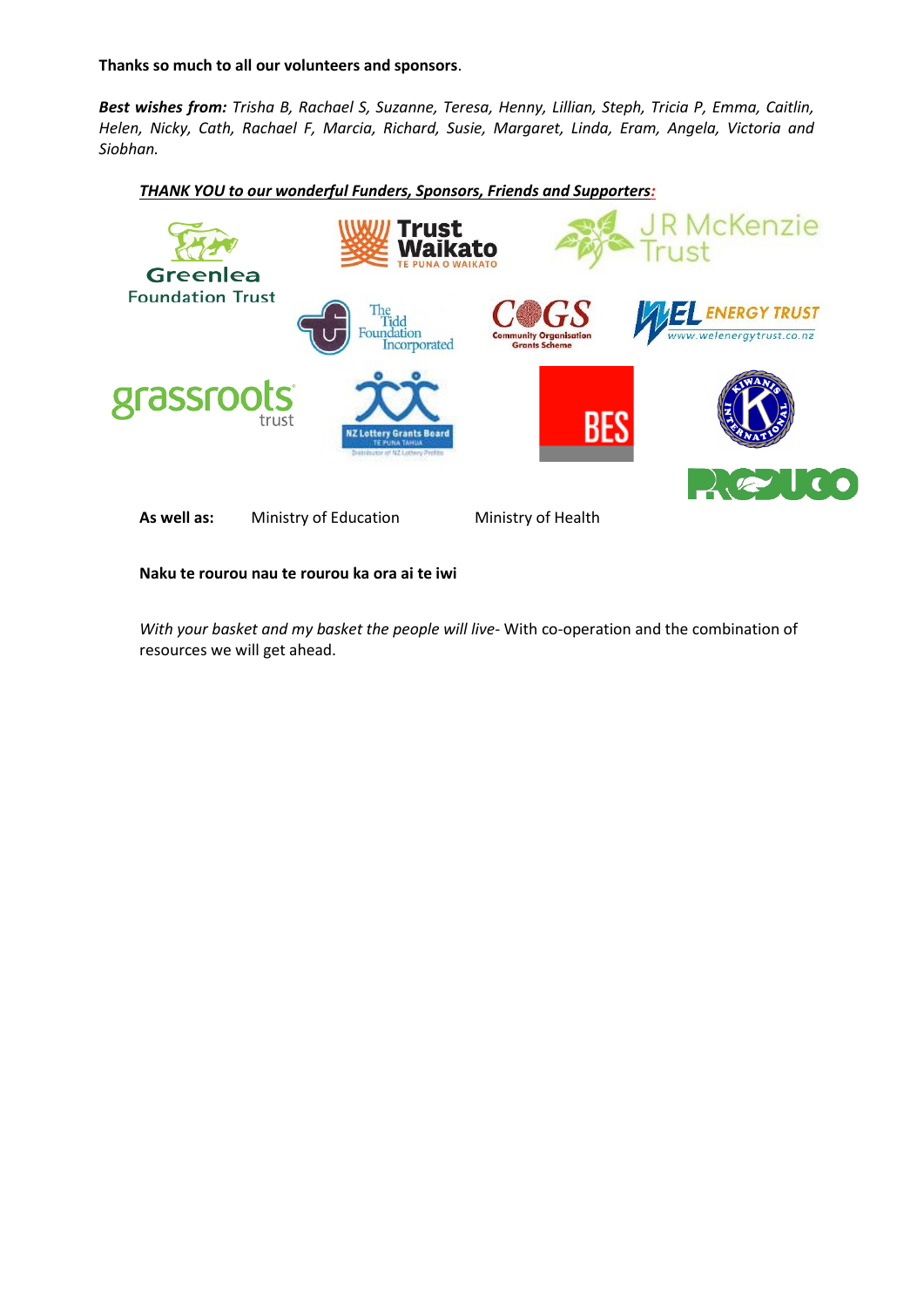**Thanks so much to all our volunteers and sponsors**.

***Best wishes from:*** *Trisha B, Rachael S, Suzanne, Teresa, Henny, Lillian, Steph, Tricia P, Emma, Caitlin, Helen, Nicky, Cath, Rachael F, Marcia, Richard, Susie, Margaret, Linda, Eram, Angela, Victoria and Siobhan.*

***THANK YOU to our wonderful Funders, Sponsors, Friends and Supporters:***

Greenlea Foundation Trust

Trust Waikato
TE PUNA O WAIKATO

J R McKenzie Trust

The Tidd Foundation Incorporated

COGS
Community Organisation Grants Scheme

WEL ENERGY TRUST
www.welenergytrust.co.nz

grassroots trust

NZ Lottery Grants Board
TE PUNA TAHUA
Distributor of NZ Lottery Profits

BES

KIWANIS INTERNATIONAL

PRODUCO

**As well as:** Ministry of Education Ministry of Health

**Naku te rourou nau te rourou ka ora ai te iwi**

*With your basket and my basket the people will live*- With co-operation and the combination of resources we will get ahead.